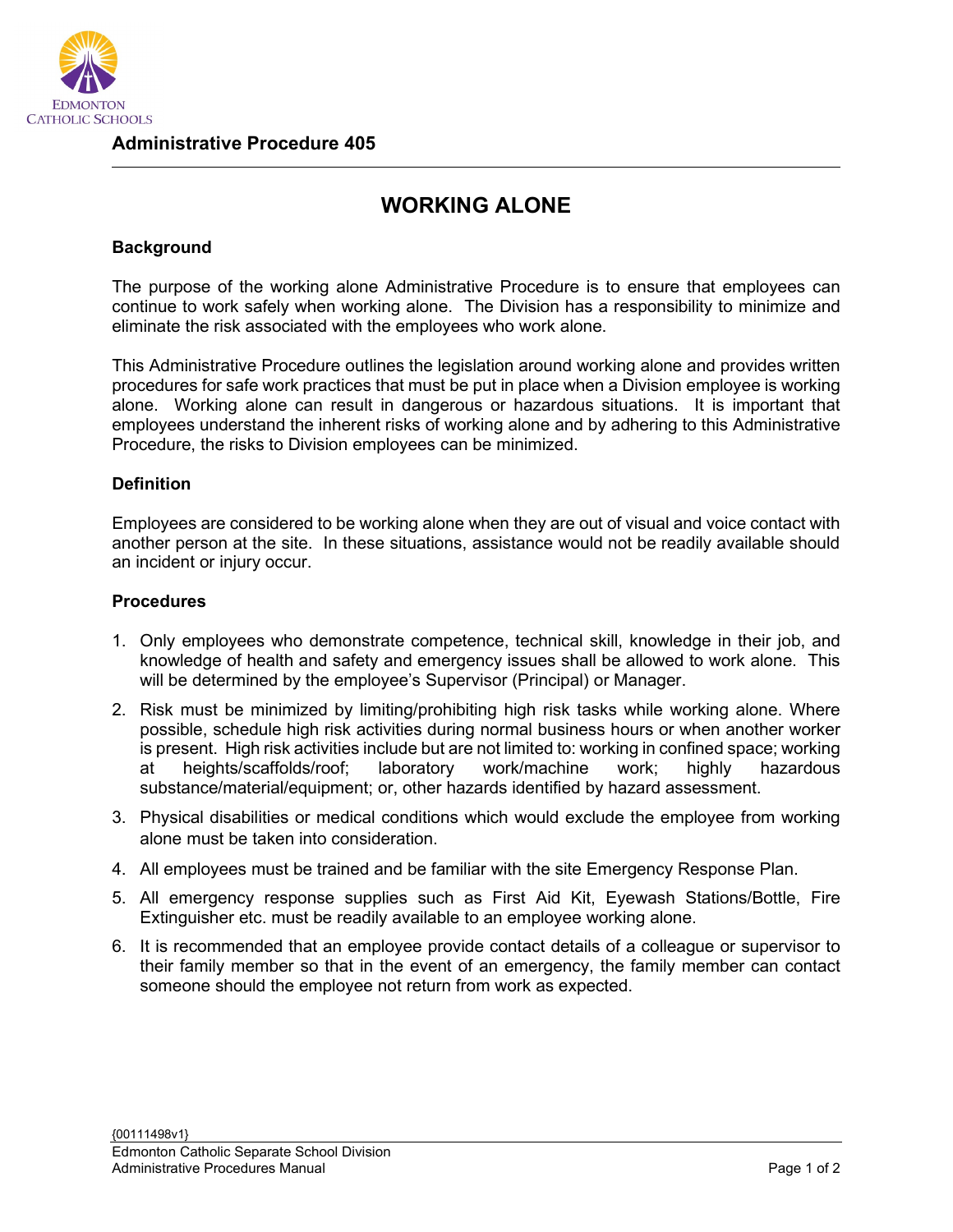Administrative Procedure 405

# WORKING ALONE

## Background

The purpose of the working alone Administrative Procedure is to ensure that employees can continue to work safely when working alone. The Division has a responsibility to minimize and eliminate the risk associated with the employees who work alone.

This Administrative Procedure outlines the legislation around working alone and provides written procedures for safe work practices that must be put in place when a Division employee is working alone. Working alone can result in dangerous or hazardous situations. It is important that employees understand the inherent risks of working alone and by adhering to this Administrative Procedure, the risks to Division employees can be minimized.

## Definition

Employees are considered to be working alone when they are out of visual and voice contact with another person at the site. In these situations, assistance would not be readily available should an incident or injury occur.

## Procedures

1. Only employees who demonstrate competence, technical skill, knowledge in their job, and knowledge of health and safety and emergency issues shall be allowed to work alone. This will be determined by the employee's Supervisor (Principal) or Manager.
2. Risk must be minimized by limiting/prohibiting high risk tasks while working alone. Where possible, schedule high risk activities during normal business hours or when another worker is present. High risk activities include but are not limited to: working in confined space; working at heights/scaffolds/roof; laboratory work/machine work; highly hazardous substance/material/equipment; or, other hazards identified by hazard assessment.
3. Physical disabilities or medical conditions which would exclude the employee from working alone must be taken into consideration.
4. All employees must be trained and be familiar with the site Emergency Response Plan.
5. All emergency response supplies such as First Aid Kit, Eyewash Stations/Bottle, Fire Extinguisher etc. must be readily available to an employee working alone.
6. It is recommended that an employee provide contact details of a colleague or supervisor to their family member so that in the event of an emergency, the family member can contact someone should the employee not return from work as expected.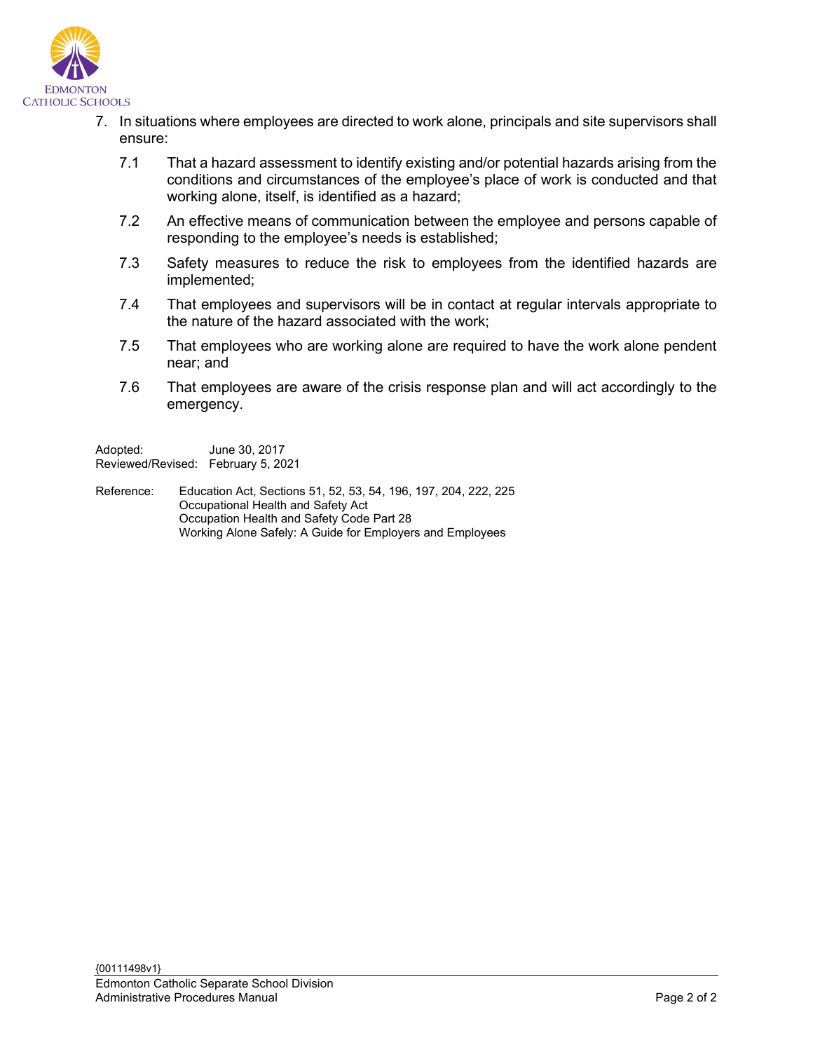7. In situations where employees are directed to work alone, principals and site supervisors shall ensure:

   7.1 That a hazard assessment to identify existing and/or potential hazards arising from the conditions and circumstances of the employee's place of work is conducted and that working alone, itself, is identified as a hazard;

   7.2 An effective means of communication between the employee and persons capable of responding to the employee's needs is established;

   7.3 Safety measures to reduce the risk to employees from the identified hazards are implemented;

   7.4 That employees and supervisors will be in contact at regular intervals appropriate to the nature of the hazard associated with the work;

   7.5 That employees who are working alone are required to have the work alone pendent near; and

   7.6 That employees are aware of the crisis response plan and will act accordingly to the emergency.

Adopted: June 30, 2017
Reviewed/Revised: February 5, 2021

Reference: Education Act, Sections 51, 52, 53, 54, 196, 197, 204, 222, 225
Occupational Health and Safety Act
Occupation Health and Safety Code Part 28
Working Alone Safely: A Guide for Employers and Employees

{00111498v1}